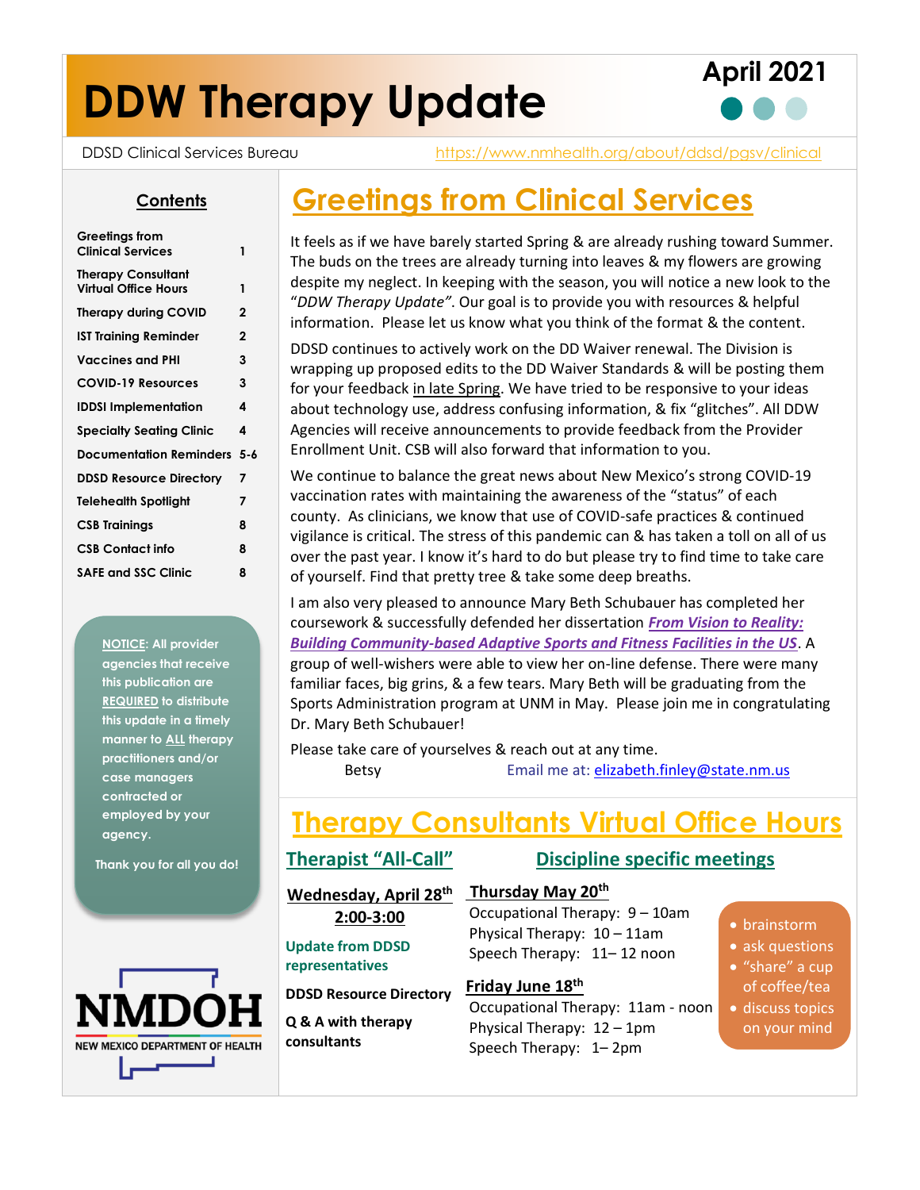# DDW Therapy Update

**April 2021**

DDSD Clinical Services Bureau https://www.nmhealth.org/about/ddsd/pgsv/clinical

## Contents

| | |
|---|---|
| Greetings from Clinical Services | 1 |
| Therapy Consultant Virtual Office Hours | 1 |
| Therapy during COVID | 2 |
| IST Training Reminder | 2 |
| Vaccines and PHI | 3 |
| COVID-19 Resources | 3 |
| IDDSI Implementation | 4 |
| Specialty Seating Clinic | 4 |
| Documentation Reminders | 5-6 |
| DDSD Resource Directory | 7 |
| Telehealth Spotlight | 7 |
| CSB Trainings | 8 |
| CSB Contact info | 8 |
| SAFE and SSC Clinic | 8 |

**NOTICE**: All provider agencies that receive this publication are **REQUIRED** to distribute this update in a timely manner to **ALL** therapy practitioners and/or case managers contracted or employed by your agency.

Thank you for all you do!

NMDOH
NEW MEXICO DEPARTMENT OF HEALTH

## Greetings from Clinical Services

It feels as if we have barely started Spring & are already rushing toward Summer. The buds on the trees are already turning into leaves & my flowers are growing despite my neglect. In keeping with the season, you will notice a new look to the "*DDW Therapy Update*". Our goal is to provide you with resources & helpful information. Please let us know what you think of the format & the content.

DDSD continues to actively work on the DD Waiver renewal. The Division is wrapping up proposed edits to the DD Waiver Standards & will be posting them for your feedback in late Spring. We have tried to be responsive to your ideas about technology use, address confusing information, & fix "glitches". All DDW Agencies will receive announcements to provide feedback from the Provider Enrollment Unit. CSB will also forward that information to you.

We continue to balance the great news about New Mexico's strong COVID-19 vaccination rates with maintaining the awareness of the "status" of each county. As clinicians, we know that use of COVID-safe practices & continued vigilance is critical. The stress of this pandemic can & has taken a toll on all of us over the past year. I know it's hard to do but please try to find time to take care of yourself. Find that pretty tree & take some deep breaths.

I am also very pleased to announce Mary Beth Schubauer has completed her coursework & successfully defended her dissertation ***From Vision to Reality: Building Community-based Adaptive Sports and Fitness Facilities in the US***. A group of well-wishers were able to view her on-line defense. There were many familiar faces, big grins, & a few tears. Mary Beth will be graduating from the Sports Administration program at UNM in May. Please join me in congratulating Dr. Mary Beth Schubauer!

Please take care of yourselves & reach out at any time.

Betsy Email me at: elizabeth.finley@state.nm.us

## Therapy Consultants Virtual Office Hours

### Therapist "All-Call"

**Wednesday, April 28th**
**2:00-3:00**

**Update from DDSD representatives**

**DDSD Resource Directory**

**Q & A with therapy consultants**

### Discipline specific meetings

**Thursday May 20th**
Occupational Therapy: 9 – 10am
Physical Therapy: 10 – 11am
Speech Therapy: 11– 12 noon

**Friday June 18th**
Occupational Therapy: 11am - noon
Physical Therapy: 12 – 1pm
Speech Therapy: 1– 2pm

- brainstorm
- ask questions
- "share" a cup of coffee/tea
- discuss topics on your mind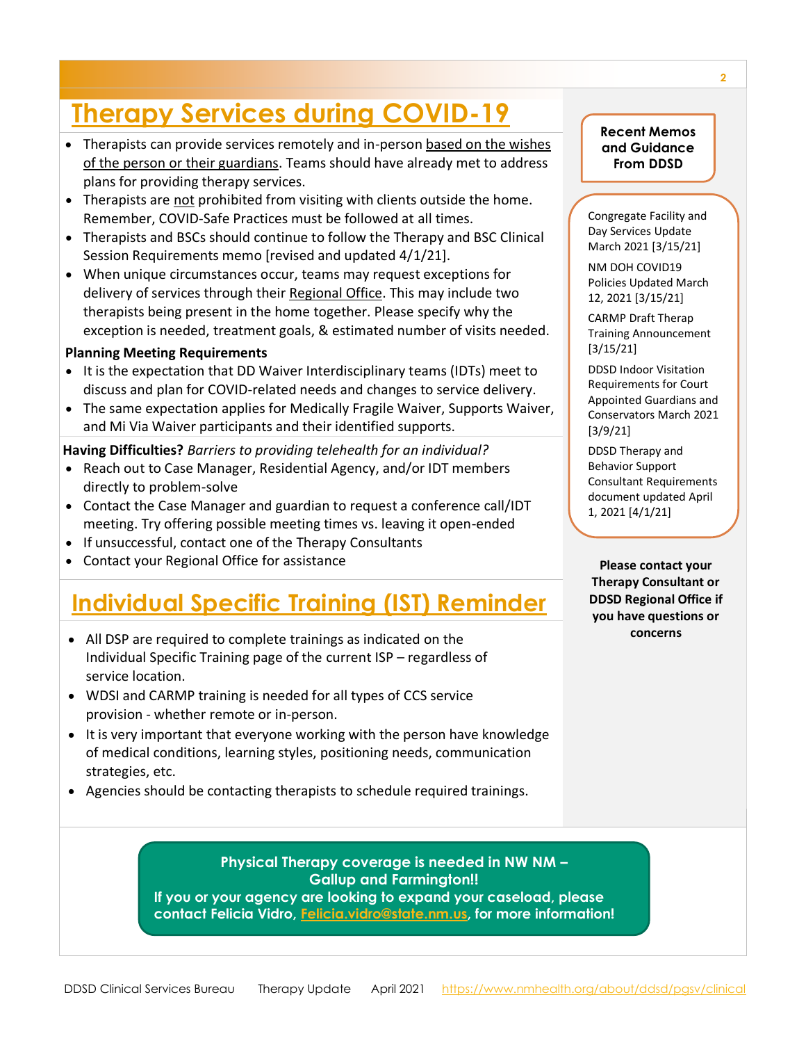# Therapy Services during COVID-19

- Therapists can provide services remotely and in-person based on the wishes of the person or their guardians. Teams should have already met to address plans for providing therapy services.
- Therapists are not prohibited from visiting with clients outside the home. Remember, COVID-Safe Practices must be followed at all times.
- Therapists and BSCs should continue to follow the Therapy and BSC Clinical Session Requirements memo [revised and updated 4/1/21].
- When unique circumstances occur, teams may request exceptions for delivery of services through their Regional Office. This may include two therapists being present in the home together. Please specify why the exception is needed, treatment goals, & estimated number of visits needed.

**Planning Meeting Requirements**

- It is the expectation that DD Waiver Interdisciplinary teams (IDTs) meet to discuss and plan for COVID-related needs and changes to service delivery.
- The same expectation applies for Medically Fragile Waiver, Supports Waiver, and Mi Via Waiver participants and their identified supports.

**Having Difficulties?** *Barriers to providing telehealth for an individual?*

- Reach out to Case Manager, Residential Agency, and/or IDT members directly to problem-solve
- Contact the Case Manager and guardian to request a conference call/IDT meeting. Try offering possible meeting times vs. leaving it open-ended
- If unsuccessful, contact one of the Therapy Consultants
- Contact your Regional Office for assistance

# Individual Specific Training (IST) Reminder

- All DSP are required to complete trainings as indicated on the Individual Specific Training page of the current ISP – regardless of service location.
- WDSI and CARMP training is needed for all types of CCS service provision - whether remote or in-person.
- It is very important that everyone working with the person have knowledge of medical conditions, learning styles, positioning needs, communication strategies, etc.
- Agencies should be contacting therapists to schedule required trainings.

**Recent Memos and Guidance From DDSD**

Congregate Facility and Day Services Update March 2021 [3/15/21]

NM DOH COVID19 Policies Updated March 12, 2021 [3/15/21]

CARMP Draft Therap Training Announcement [3/15/21]

DDSD Indoor Visitation Requirements for Court Appointed Guardians and Conservators March 2021 [3/9/21]

DDSD Therapy and Behavior Support Consultant Requirements document updated April 1, 2021 [4/1/21]

**Please contact your Therapy Consultant or DDSD Regional Office if you have questions or concerns**

**Physical Therapy coverage is needed in NW NM – Gallup and Farmington!!**
**If you or your agency are looking to expand your caseload, please contact Felicia Vidro, Felicia.vidro@state.nm.us, for more information!**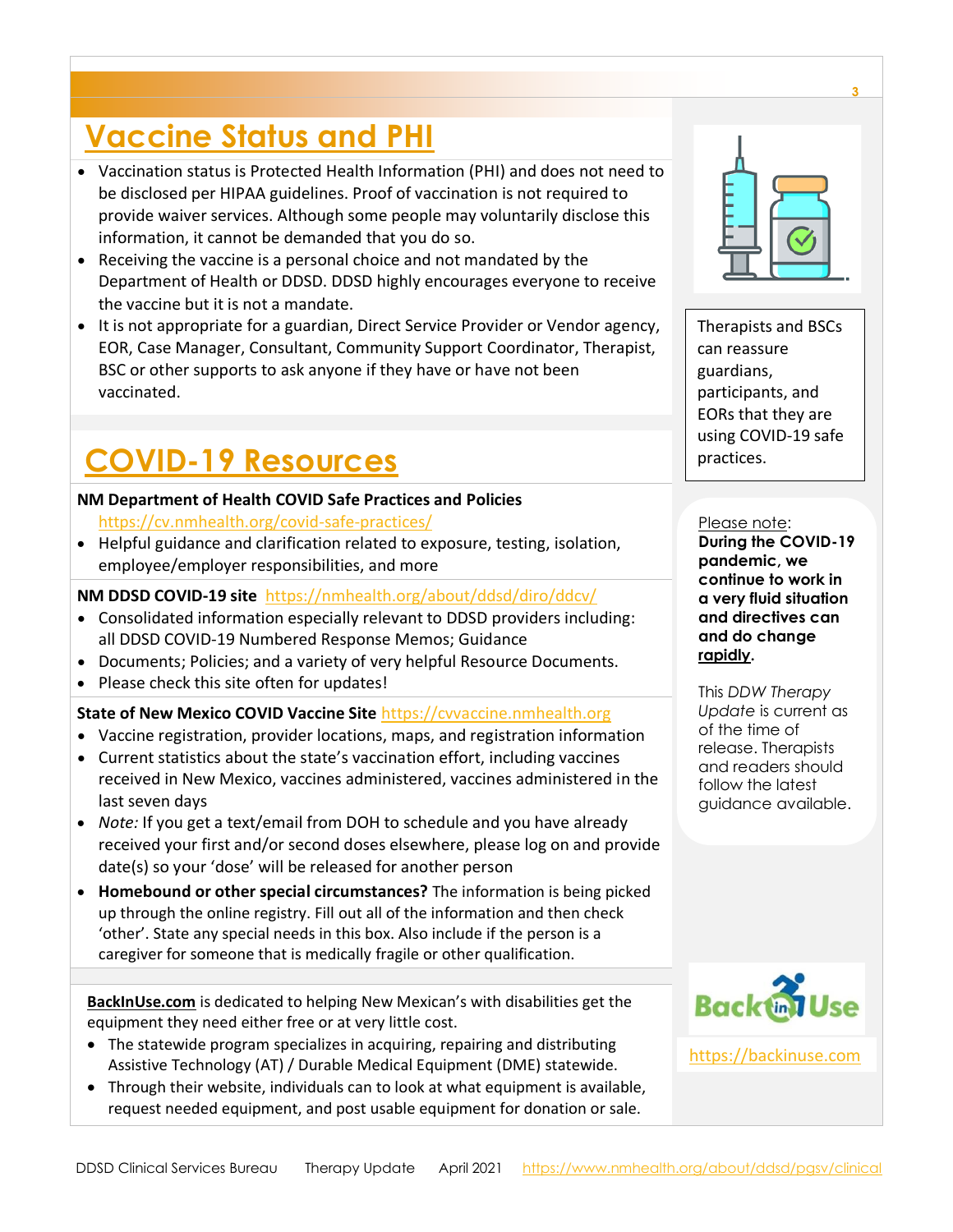## Vaccine Status and PHI

- Vaccination status is Protected Health Information (PHI) and does not need to be disclosed per HIPAA guidelines. Proof of vaccination is not required to provide waiver services. Although some people may voluntarily disclose this information, it cannot be demanded that you do so.
- Receiving the vaccine is a personal choice and not mandated by the Department of Health or DDSD. DDSD highly encourages everyone to receive the vaccine but it is not a mandate.
- It is not appropriate for a guardian, Direct Service Provider or Vendor agency, EOR, Case Manager, Consultant, Community Support Coordinator, Therapist, BSC or other supports to ask anyone if they have or have not been vaccinated.

Therapists and BSCs can reassure guardians, participants, and EORs that they are using COVID-19 safe practices.

## COVID-19 Resources

**NM Department of Health COVID Safe Practices and Policies** https://cv.nmhealth.org/covid-safe-practices/

- Helpful guidance and clarification related to exposure, testing, isolation, employee/employer responsibilities, and more

**NM DDSD COVID-19 site** https://nmhealth.org/about/ddsd/diro/ddcv/

- Consolidated information especially relevant to DDSD providers including: all DDSD COVID-19 Numbered Response Memos; Guidance
- Documents; Policies; and a variety of very helpful Resource Documents.
- Please check this site often for updates!

**State of New Mexico COVID Vaccine Site** https://cvvaccine.nmhealth.org

- Vaccine registration, provider locations, maps, and registration information
- Current statistics about the state's vaccination effort, including vaccines received in New Mexico, vaccines administered, vaccines administered in the last seven days
- *Note:* If you get a text/email from DOH to schedule and you have already received your first and/or second doses elsewhere, please log on and provide date(s) so your 'dose' will be released for another person
- **Homebound or other special circumstances?** The information is being picked up through the online registry. Fill out all of the information and then check 'other'. State any special needs in this box. Also include if the person is a caregiver for someone that is medically fragile or other qualification.

Please note: **During the COVID-19 pandemic, we continue to work in a very fluid situation and directives can and do change rapidly.**

This *DDW Therapy Update* is current as of the time of release. Therapists and readers should follow the latest guidance available.

**BackInUse.com** is dedicated to helping New Mexican's with disabilities get the equipment they need either free or at very little cost.

- The statewide program specializes in acquiring, repairing and distributing Assistive Technology (AT) / Durable Medical Equipment (DME) statewide.
- Through their website, individuals can to look at what equipment is available, request needed equipment, and post usable equipment for donation or sale.

https://backinuse.com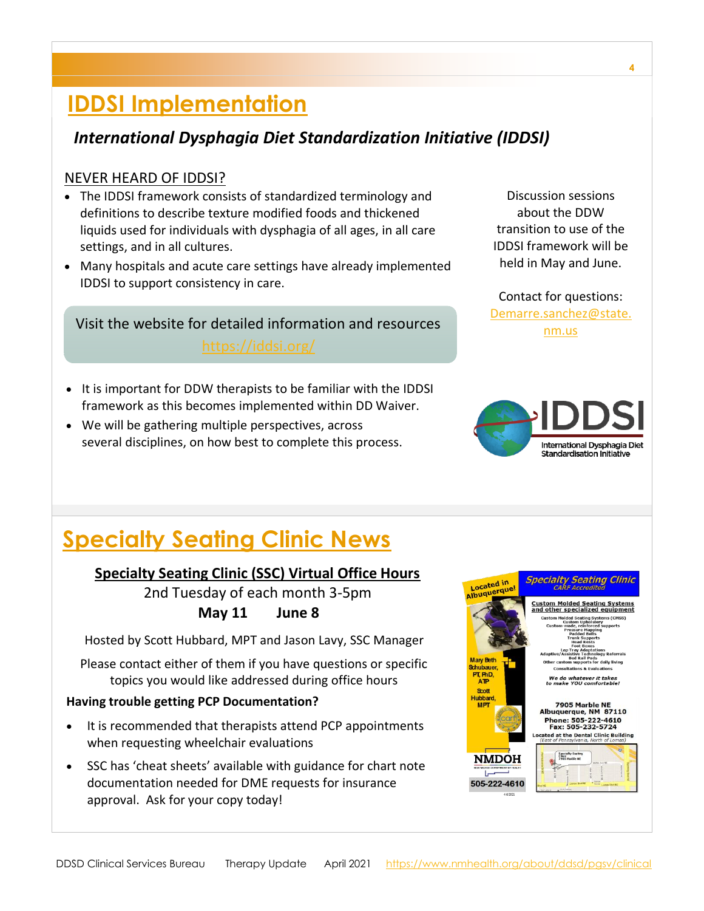# IDDSI Implementation

## *International Dysphagia Diet Standardization Initiative (IDDSI)*

NEVER HEARD OF IDDSI?

- The IDDSI framework consists of standardized terminology and definitions to describe texture modified foods and thickened liquids used for individuals with dysphagia of all ages, in all care settings, and in all cultures.
- Many hospitals and acute care settings have already implemented IDDSI to support consistency in care.

Visit the website for detailed information and resources
https://iddsi.org/

- It is important for DDW therapists to be familiar with the IDDSI framework as this becomes implemented within DD Waiver.
- We will be gathering multiple perspectives, across several disciplines, on how best to complete this process.

Discussion sessions about the DDW transition to use of the IDDSI framework will be held in May and June.

Contact for questions:
Demarre.sanchez@state.nm.us

# Specialty Seating Clinic News

### Specialty Seating Clinic (SSC) Virtual Office Hours

2nd Tuesday of each month 3-5pm

**May 11 June 8**

Hosted by Scott Hubbard, MPT and Jason Lavy, SSC Manager

Please contact either of them if you have questions or specific topics you would like addressed during office hours

**Having trouble getting PCP Documentation?**

- It is recommended that therapists attend PCP appointments when requesting wheelchair evaluations
- SSC has 'cheat sheets' available with guidance for chart note documentation needed for DME requests for insurance approval. Ask for your copy today!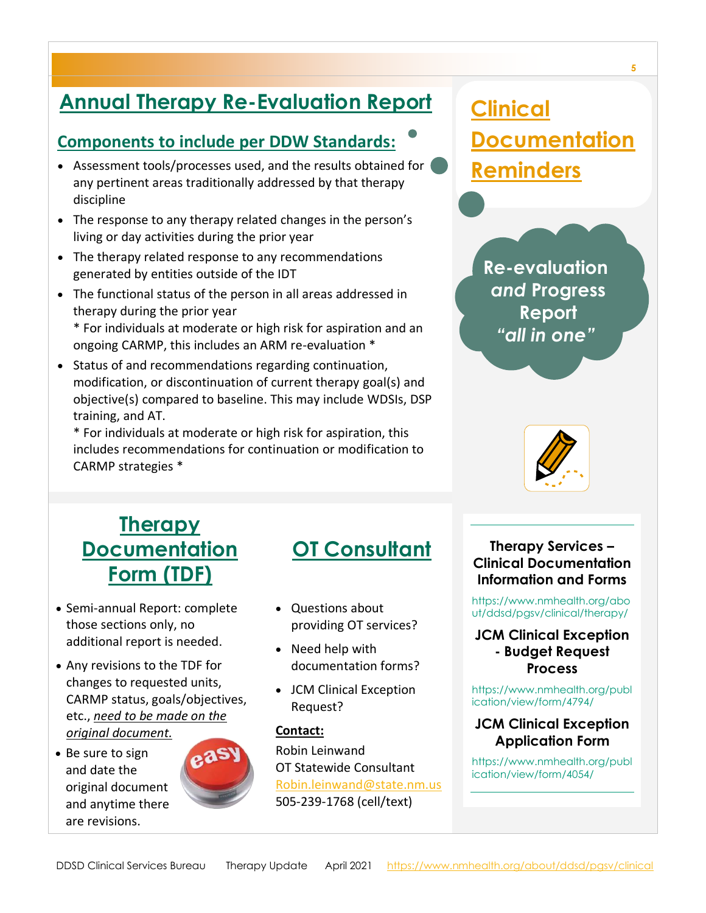## Annual Therapy Re-Evaluation Report

### Components to include per DDW Standards:

- Assessment tools/processes used, and the results obtained for any pertinent areas traditionally addressed by that therapy discipline
- The response to any therapy related changes in the person's living or day activities during the prior year
- The therapy related response to any recommendations generated by entities outside of the IDT
- The functional status of the person in all areas addressed in therapy during the prior year
  * For individuals at moderate or high risk for aspiration and an ongoing CARMP, this includes an ARM re-evaluation *
- Status of and recommendations regarding continuation, modification, or discontinuation of current therapy goal(s) and objective(s) compared to baseline. This may include WDSIs, DSP training, and AT.
  * For individuals at moderate or high risk for aspiration, this includes recommendations for continuation or modification to CARMP strategies *

## Clinical Documentation Reminders

**Re-evaluation *and* Progress Report *"all in one"***

## Therapy Documentation Form (TDF)

- Semi-annual Report: complete those sections only, no additional report is needed.
- Any revisions to the TDF for changes to requested units, CARMP status, goals/objectives, etc., *need to be made on the original document.*
- Be sure to sign and date the original document and anytime there are revisions.

## OT Consultant

- Questions about providing OT services?
- Need help with documentation forms?
- JCM Clinical Exception Request?

**Contact:**

Robin Leinwand
OT Statewide Consultant
Robin.leinwand@state.nm.us
505-239-1768 (cell/text)

**Therapy Services – Clinical Documentation Information and Forms**

https://www.nmhealth.org/about/ddsd/pgsv/clinical/therapy/

**JCM Clinical Exception - Budget Request Process**

https://www.nmhealth.org/publication/view/form/4794/

**JCM Clinical Exception Application Form**

https://www.nmhealth.org/publication/view/form/4054/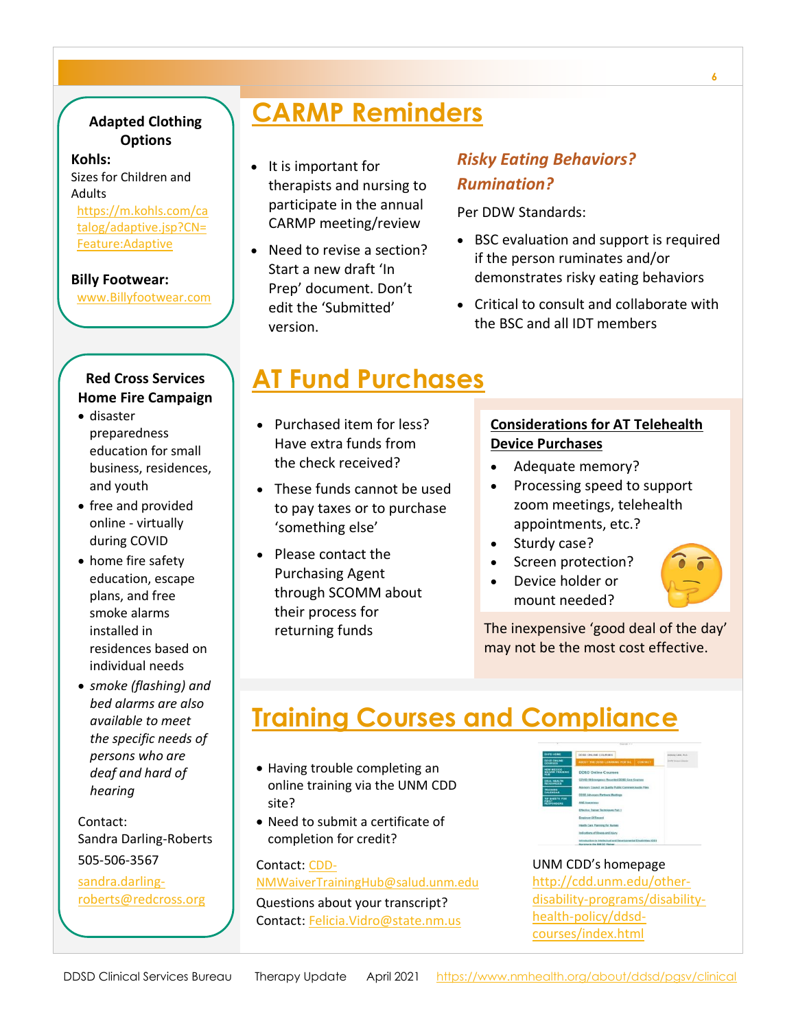## Adapted Clothing Options

**Kohls:**
Sizes for Children and Adults
https://m.kohls.com/catalog/adaptive.jsp?CN=Feature:Adaptive

**Billy Footwear:**
www.Billyfootwear.com

## Red Cross Services Home Fire Campaign

- disaster preparedness education for small business, residences, and youth
- free and provided online - virtually during COVID
- home fire safety education, escape plans, and free smoke alarms installed in residences based on individual needs
- *smoke (flashing) and bed alarms are also available to meet the specific needs of persons who are deaf and hard of hearing*

Contact:
Sandra Darling-Roberts
505-506-3567
sandra.darling-roberts@redcross.org

# CARMP Reminders

- It is important for therapists and nursing to participate in the annual CARMP meeting/review
- Need to revise a section? Start a new draft 'In Prep' document. Don't edit the 'Submitted' version.

### *Risky Eating Behaviors? Rumination?*

Per DDW Standards:

- BSC evaluation and support is required if the person ruminates and/or demonstrates risky eating behaviors
- Critical to consult and collaborate with the BSC and all IDT members

# AT Fund Purchases

- Purchased item for less? Have extra funds from the check received?
- These funds cannot be used to pay taxes or to purchase 'something else'
- Please contact the Purchasing Agent through SCOMM about their process for returning funds

### Considerations for AT Telehealth Device Purchases

- Adequate memory?
- Processing speed to support zoom meetings, telehealth appointments, etc.?
- Sturdy case?
- Screen protection?
- Device holder or mount needed?

The inexpensive 'good deal of the day' may not be the most cost effective.

# Training Courses and Compliance

- Having trouble completing an online training via the UNM CDD site?
- Need to submit a certificate of completion for credit?

Contact: CDD-NMWaiverTrainingHub@salud.unm.edu

Questions about your transcript?
Contact: Felicia.Vidro@state.nm.us

UNM CDD's homepage
http://cdd.unm.edu/other-disability-programs/disability-health-policy/ddsd-courses/index.html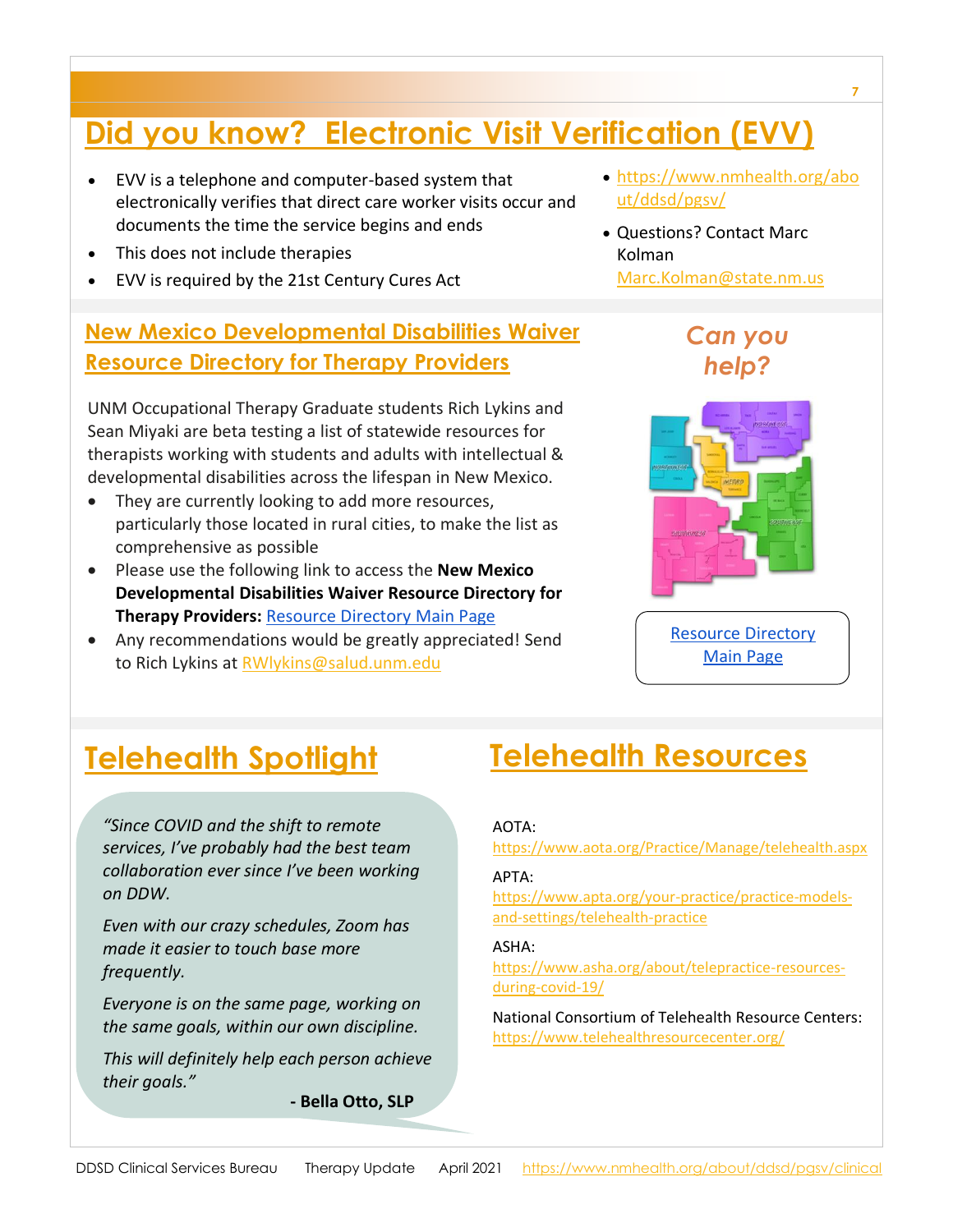# Did you know? Electronic Visit Verification (EVV)

- EVV is a telephone and computer-based system that electronically verifies that direct care worker visits occur and documents the time the service begins and ends
- This does not include therapies
- EVV is required by the 21st Century Cures Act

- https://www.nmhealth.org/about/ddsd/pgsv/
- Questions? Contact Marc Kolman Marc.Kolman@state.nm.us

## New Mexico Developmental Disabilities Waiver Resource Directory for Therapy Providers

*Can you help?*

UNM Occupational Therapy Graduate students Rich Lykins and Sean Miyaki are beta testing a list of statewide resources for therapists working with students and adults with intellectual & developmental disabilities across the lifespan in New Mexico.

- They are currently looking to add more resources, particularly those located in rural cities, to make the list as comprehensive as possible
- Please use the following link to access the **New Mexico Developmental Disabilities Waiver Resource Directory for Therapy Providers:** Resource Directory Main Page
- Any recommendations would be greatly appreciated! Send to Rich Lykins at RWlykins@salud.unm.edu

Resource Directory Main Page

## Telehealth Spotlight

*"Since COVID and the shift to remote services, I've probably had the best team collaboration ever since I've been working on DDW.*

*Even with our crazy schedules, Zoom has made it easier to touch base more frequently.*

*Everyone is on the same page, working on the same goals, within our own discipline.*

*This will definitely help each person achieve their goals."*

**- Bella Otto, SLP**

## Telehealth Resources

AOTA:
https://www.aota.org/Practice/Manage/telehealth.aspx

APTA:
https://www.apta.org/your-practice/practice-models-and-settings/telehealth-practice

ASHA:
https://www.asha.org/about/telepractice-resources-during-covid-19/

National Consortium of Telehealth Resource Centers:
https://www.telehealthresourcecenter.org/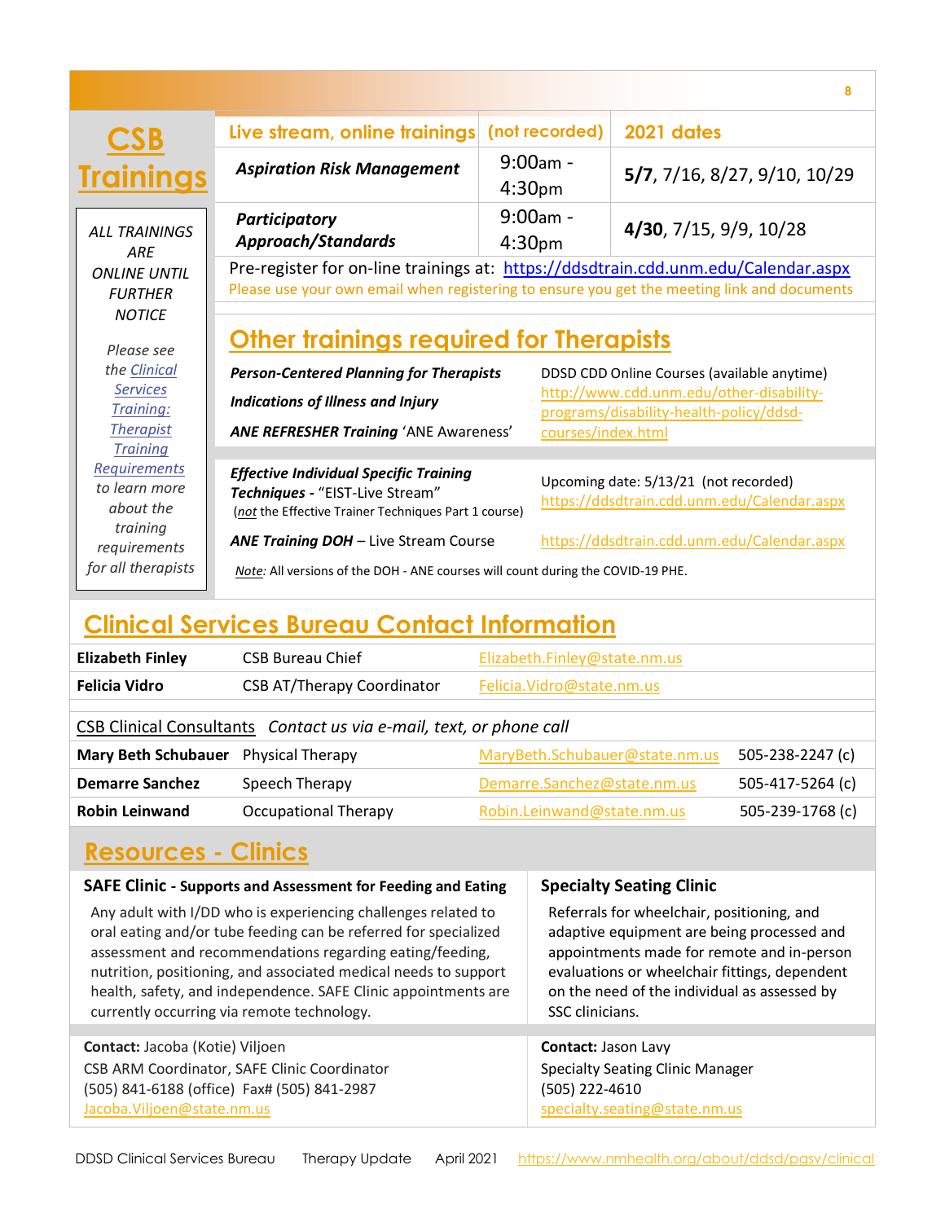## CSB Trainings

*ALL TRAININGS ARE ONLINE UNTIL FURTHER NOTICE*

*Please see the Clinical Services Training: Therapist Training Requirements to learn more about the training requirements for all therapists*

| Live stream, online trainings | (not recorded) | 2021 dates |
|---|---|---|
| ***Aspiration Risk Management*** | 9:00am - 4:30pm | **5/7**, 7/16, 8/27, 9/10, 10/29 |
| ***Participatory Approach/Standards*** | 9:00am - 4:30pm | **4/30**, 7/15, 9/9, 10/28 |

Pre-register for on-line trainings at: https://ddsdtrain.cdd.unm.edu/Calendar.aspx

Please use your own email when registering to ensure you get the meeting link and documents

## Other trainings required for Therapists

***Person-Centered Planning for Therapists***

***Indications of Illness and Injury***

***ANE REFRESHER Training*** 'ANE Awareness'

DDSD CDD Online Courses (available anytime) http://www.cdd.unm.edu/other-disability-programs/disability-health-policy/ddsd-courses/index.html

***Effective Individual Specific Training Techniques -*** "EIST-Live Stream" (*not* the Effective Trainer Techniques Part 1 course)

Upcoming date: 5/13/21 (not recorded) https://ddsdtrain.cdd.unm.edu/Calendar.aspx

***ANE Training DOH*** – Live Stream Course https://ddsdtrain.cdd.unm.edu/Calendar.aspx

*Note:* All versions of the DOH - ANE courses will count during the COVID-19 PHE.

## Clinical Services Bureau Contact Information

| | | | |
|---|---|---|---|
| **Elizabeth Finley** | CSB Bureau Chief | Elizabeth.Finley@state.nm.us | |
| **Felicia Vidro** | CSB AT/Therapy Coordinator | Felicia.Vidro@state.nm.us | |

CSB Clinical Consultants *Contact us via e-mail, text, or phone call*

| | | | |
|---|---|---|---|
| **Mary Beth Schubauer** | Physical Therapy | MaryBeth.Schubauer@state.nm.us | 505-238-2247 (c) |
| **Demarre Sanchez** | Speech Therapy | Demarre.Sanchez@state.nm.us | 505-417-5264 (c) |
| **Robin Leinwand** | Occupational Therapy | Robin.Leinwand@state.nm.us | 505-239-1768 (c) |

## Resources - Clinics

### SAFE Clinic - Supports and Assessment for Feeding and Eating

Any adult with I/DD who is experiencing challenges related to oral eating and/or tube feeding can be referred for specialized assessment and recommendations regarding eating/feeding, nutrition, positioning, and associated medical needs to support health, safety, and independence. SAFE Clinic appointments are currently occurring via remote technology.

**Contact:** Jacoba (Kotie) Viljoen
CSB ARM Coordinator, SAFE Clinic Coordinator
(505) 841-6188 (office) Fax# (505) 841-2987
Jacoba.Viljoen@state.nm.us

### Specialty Seating Clinic

Referrals for wheelchair, positioning, and adaptive equipment are being processed and appointments made for remote and in-person evaluations or wheelchair fittings, dependent on the need of the individual as assessed by SSC clinicians.

**Contact:** Jason Lavy
Specialty Seating Clinic Manager
(505) 222-4610
specialty.seating@state.nm.us